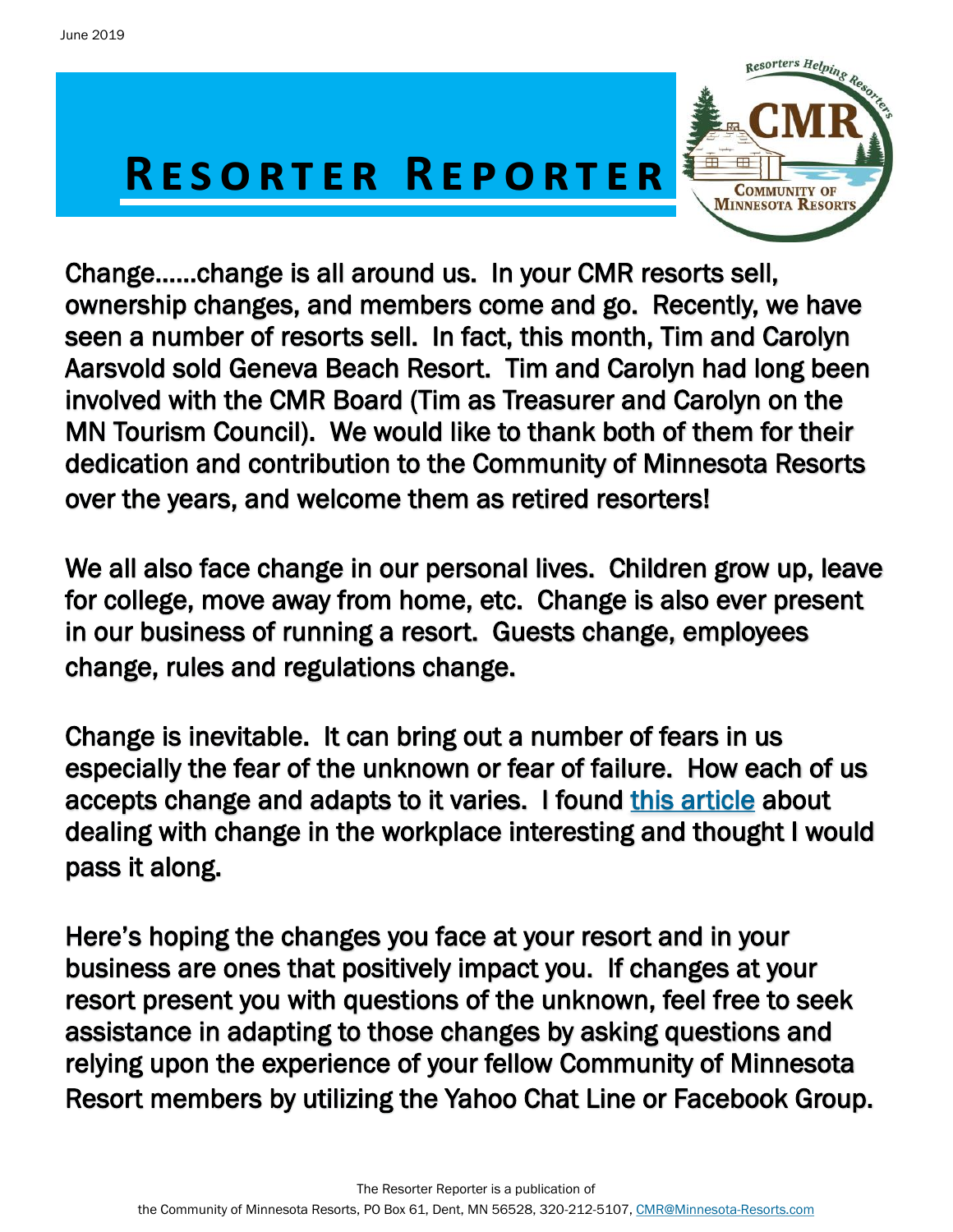June 2019

# Resorter Reporter

Change……change is all around us. In your CMR resorts sell, ownership changes, and members come and go. Recently, we have seen a number of resorts sell. In fact, this month, Tim and Carolyn Aarsvold sold Geneva Beach Resort. Tim and Carolyn had long been involved with the CMR Board (Tim as Treasurer and Carolyn on the MN Tourism Council). We would like to thank both of them for their dedication and contribution to the Community of Minnesota Resorts over the years, and welcome them as retired resorters!

We all also face change in our personal lives. Children grow up, leave for college, move away from home, etc. Change is also ever present in our business of running a resort. Guests change, employees change, rules and regulations change.

Change is inevitable. It can bring out a number of fears in us especially the fear of the unknown or fear of failure. How each of us accepts change and adapts to it varies. I found this article about dealing with change in the workplace interesting and thought I would pass it along.

Here's hoping the changes you face at your resort and in your business are ones that positively impact you. If changes at your resort present you with questions of the unknown, feel free to seek assistance in adapting to those changes by asking questions and relying upon the experience of your fellow Community of Minnesota Resort members by utilizing the Yahoo Chat Line or Facebook Group.

The Resorter Reporter is a publication of the Community of Minnesota Resorts, PO Box 61, Dent, MN 56528, 320-212-5107, CMR@Minnesota-Resorts.com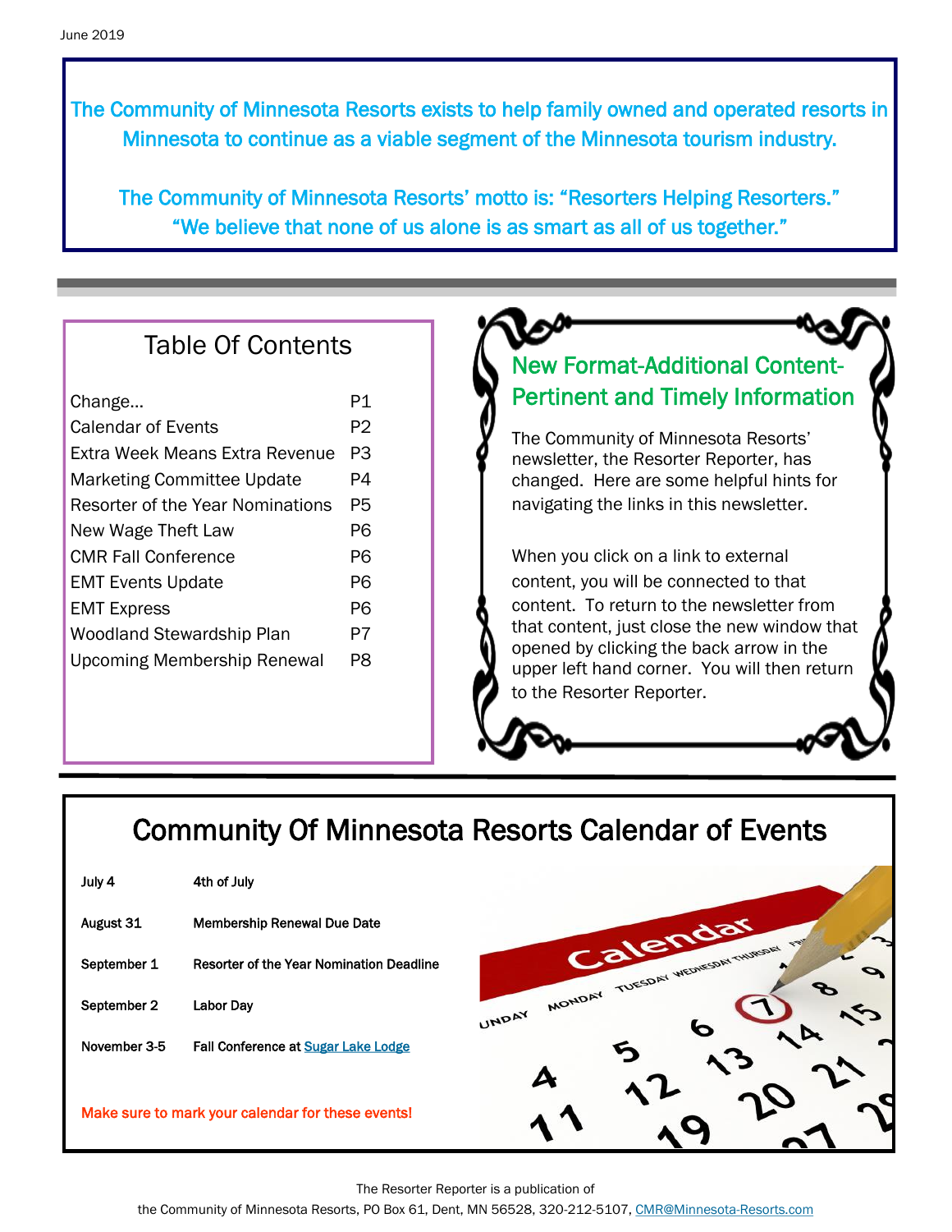June 2019

The Community of Minnesota Resorts exists to help family owned and operated resorts in Minnesota to continue as a viable segment of the Minnesota tourism industry.

The Community of Minnesota Resorts' motto is: "Resorters Helping Resorters." "We believe that none of us alone is as smart as all of us together."

## Table Of Contents

| | |
|---|---|
| Change... | P1 |
| Calendar of Events | P2 |
| Extra Week Means Extra Revenue | P3 |
| Marketing Committee Update | P4 |
| Resorter of the Year Nominations | P5 |
| New Wage Theft Law | P6 |
| CMR Fall Conference | P6 |
| EMT Events Update | P6 |
| EMT Express | P6 |
| Woodland Stewardship Plan | P7 |
| Upcoming Membership Renewal | P8 |

## New Format-Additional Content-Pertinent and Timely Information

The Community of Minnesota Resorts' newsletter, the Resorter Reporter, has changed. Here are some helpful hints for navigating the links in this newsletter.

When you click on a link to external content, you will be connected to that content. To return to the newsletter from that content, just close the new window that opened by clicking the back arrow in the upper left hand corner. You will then return to the Resorter Reporter.

## Community Of Minnesota Resorts Calendar of Events

| | |
|---|---|
| July 4 | 4th of July |
| August 31 | Membership Renewal Due Date |
| September 1 | Resorter of the Year Nomination Deadline |
| September 2 | Labor Day |
| November 3-5 | Fall Conference at Sugar Lake Lodge |

Make sure to mark your calendar for these events!

The Resorter Reporter is a publication of the Community of Minnesota Resorts, PO Box 61, Dent, MN 56528, 320-212-5107, CMR@Minnesota-Resorts.com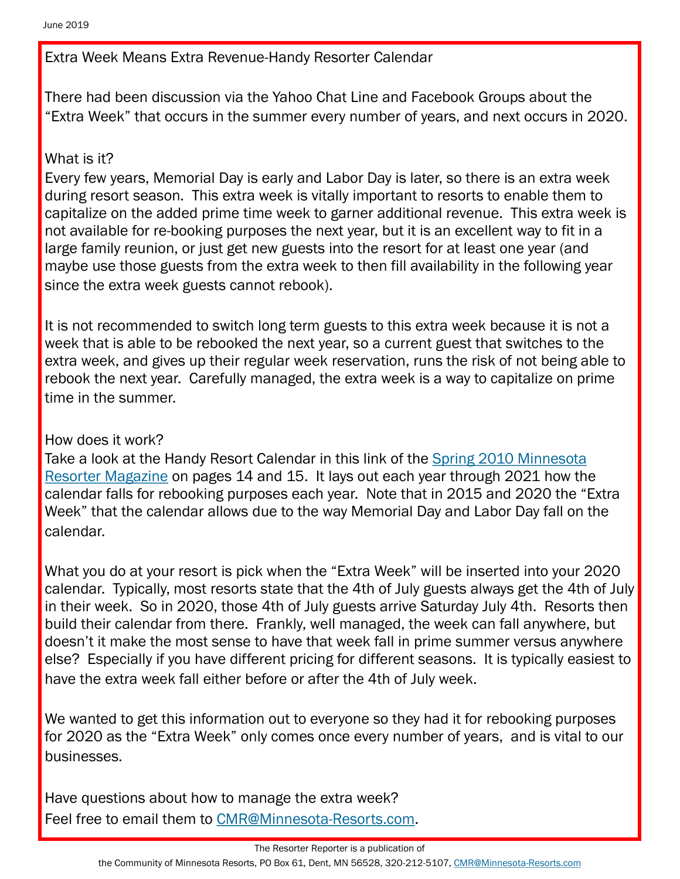## Extra Week Means Extra Revenue-Handy Resorter Calendar

There had been discussion via the Yahoo Chat Line and Facebook Groups about the "Extra Week" that occurs in the summer every number of years, and next occurs in 2020.

### What is it?

Every few years, Memorial Day is early and Labor Day is later, so there is an extra week during resort season. This extra week is vitally important to resorts to enable them to capitalize on the added prime time week to garner additional revenue. This extra week is not available for re-booking purposes the next year, but it is an excellent way to fit in a large family reunion, or just get new guests into the resort for at least one year (and maybe use those guests from the extra week to then fill availability in the following year since the extra week guests cannot rebook).

It is not recommended to switch long term guests to this extra week because it is not a week that is able to be rebooked the next year, so a current guest that switches to the extra week, and gives up their regular week reservation, runs the risk of not being able to rebook the next year. Carefully managed, the extra week is a way to capitalize on prime time in the summer.

### How does it work?

Take a look at the Handy Resort Calendar in this link of the Spring 2010 Minnesota Resorter Magazine on pages 14 and 15. It lays out each year through 2021 how the calendar falls for rebooking purposes each year. Note that in 2015 and 2020 the "Extra Week" that the calendar allows due to the way Memorial Day and Labor Day fall on the calendar.

What you do at your resort is pick when the "Extra Week" will be inserted into your 2020 calendar. Typically, most resorts state that the 4th of July guests always get the 4th of July in their week. So in 2020, those 4th of July guests arrive Saturday July 4th. Resorts then build their calendar from there. Frankly, well managed, the week can fall anywhere, but doesn't it make the most sense to have that week fall in prime summer versus anywhere else? Especially if you have different pricing for different seasons. It is typically easiest to have the extra week fall either before or after the 4th of July week.

We wanted to get this information out to everyone so they had it for rebooking purposes for 2020 as the "Extra Week" only comes once every number of years, and is vital to our businesses.

Have questions about how to manage the extra week?
Feel free to email them to CMR@Minnesota-Resorts.com.

The Resorter Reporter is a publication of the Community of Minnesota Resorts, PO Box 61, Dent, MN 56528, 320-212-5107, CMR@Minnesota-Resorts.com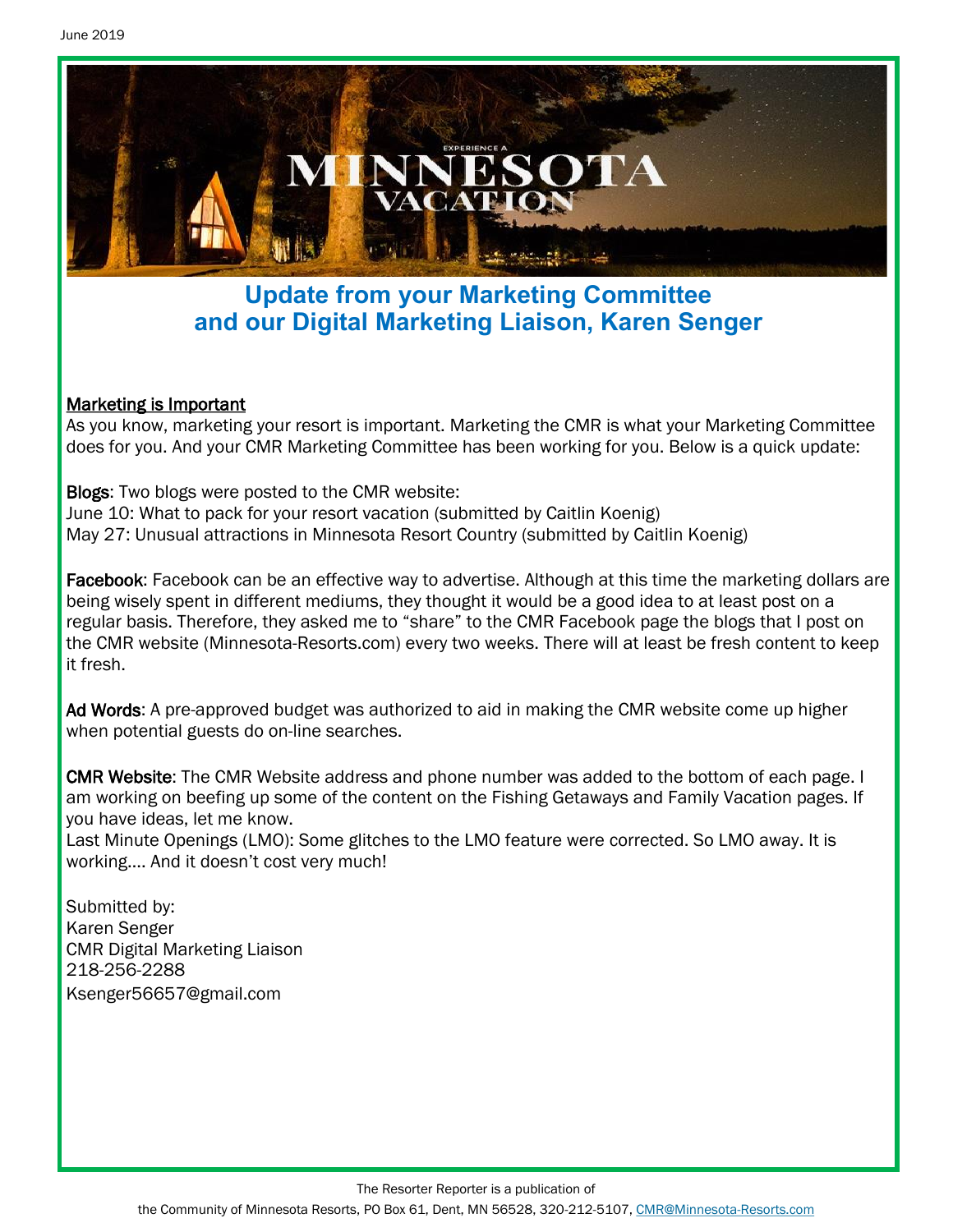## Update from your Marketing Committee and our Digital Marketing Liaison, Karen Senger

Marketing is Important

As you know, marketing your resort is important. Marketing the CMR is what your Marketing Committee does for you. And your CMR Marketing Committee has been working for you. Below is a quick update:

**Blogs**: Two blogs were posted to the CMR website:
June 10: What to pack for your resort vacation (submitted by Caitlin Koenig)
May 27: Unusual attractions in Minnesota Resort Country (submitted by Caitlin Koenig)

**Facebook**: Facebook can be an effective way to advertise. Although at this time the marketing dollars are being wisely spent in different mediums, they thought it would be a good idea to at least post on a regular basis. Therefore, they asked me to "share" to the CMR Facebook page the blogs that I post on the CMR website (Minnesota-Resorts.com) every two weeks. There will at least be fresh content to keep it fresh.

**Ad Words**: A pre-approved budget was authorized to aid in making the CMR website come up higher when potential guests do on-line searches.

**CMR Website**: The CMR Website address and phone number was added to the bottom of each page. I am working on beefing up some of the content on the Fishing Getaways and Family Vacation pages. If you have ideas, let me know.
Last Minute Openings (LMO): Some glitches to the LMO feature were corrected. So LMO away. It is working…. And it doesn't cost very much!

Submitted by:
Karen Senger
CMR Digital Marketing Liaison
218-256-2288
Ksenger56657@gmail.com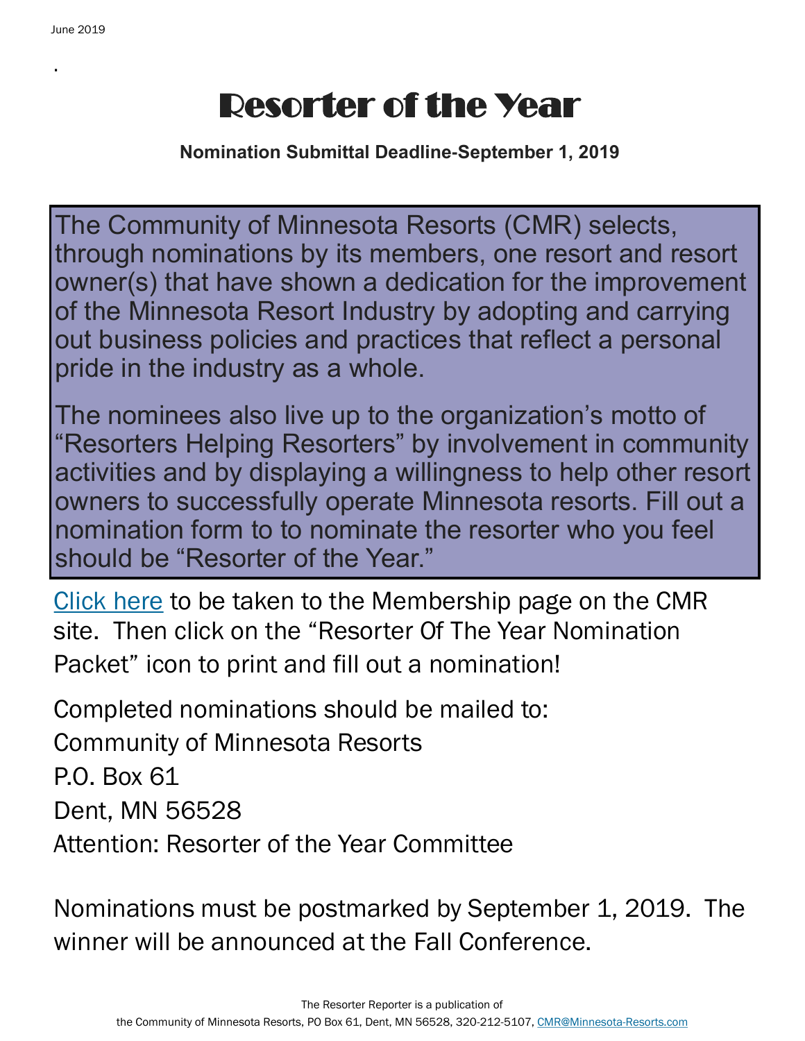# Resorter of the Year

**Nomination Submittal Deadline-September 1, 2019**

The Community of Minnesota Resorts (CMR) selects, through nominations by its members, one resort and resort owner(s) that have shown a dedication for the improvement of the Minnesota Resort Industry by adopting and carrying out business policies and practices that reflect a personal pride in the industry as a whole.

The nominees also live up to the organization's motto of "Resorters Helping Resorters" by involvement in community activities and by displaying a willingness to help other resort owners to successfully operate Minnesota resorts. Fill out a nomination form to to nominate the resorter who you feel should be "Resorter of the Year."

Click here to be taken to the Membership page on the CMR site. Then click on the "Resorter Of The Year Nomination Packet" icon to print and fill out a nomination!

Completed nominations should be mailed to:
Community of Minnesota Resorts
P.O. Box 61
Dent, MN 56528
Attention: Resorter of the Year Committee

Nominations must be postmarked by September 1, 2019. The winner will be announced at the Fall Conference.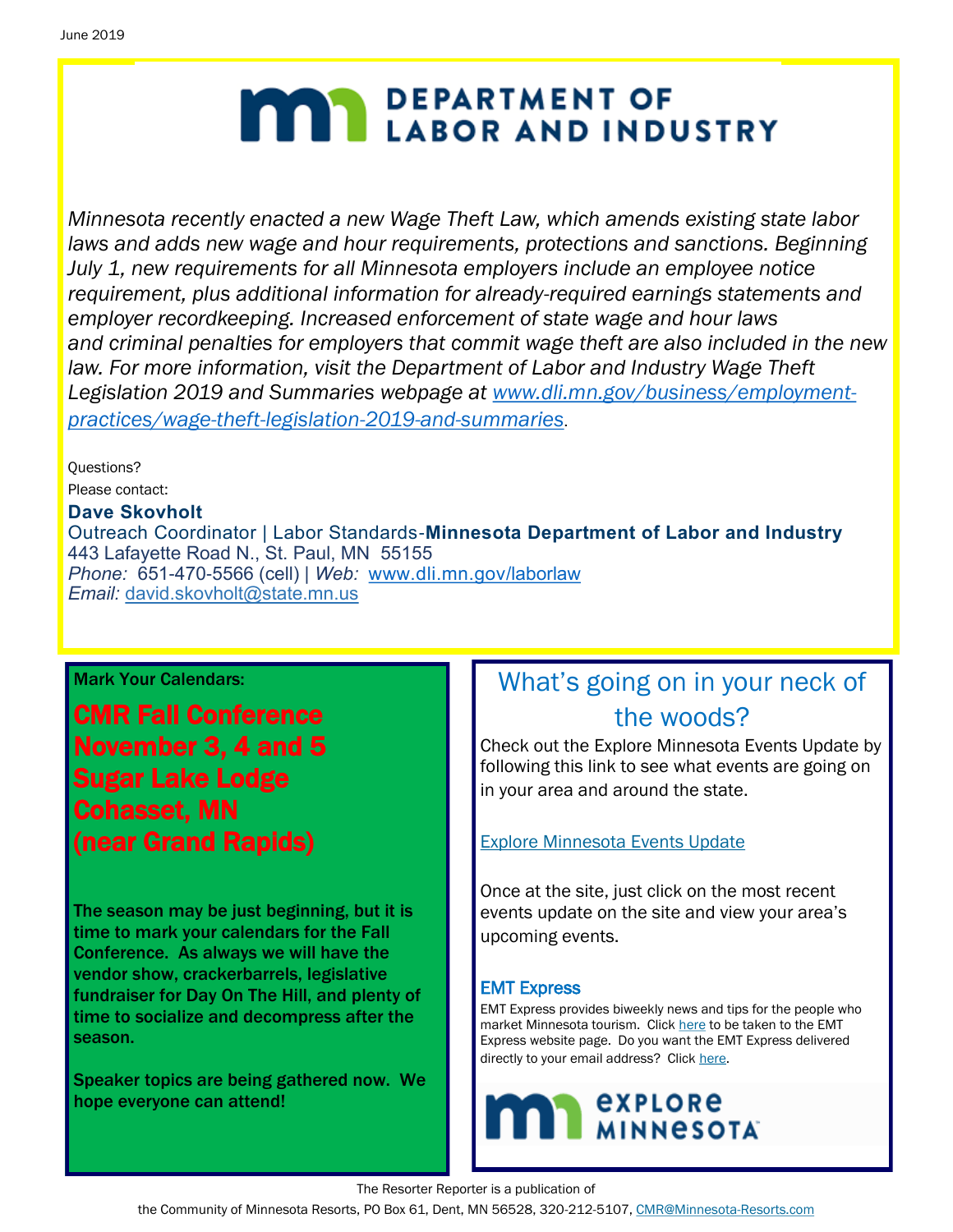# DEPARTMENT OF LABOR AND INDUSTRY

*Minnesota recently enacted a new Wage Theft Law, which amends existing state labor laws and adds new wage and hour requirements, protections and sanctions. Beginning July 1, new requirements for all Minnesota employers include an employee notice requirement, plus additional information for already-required earnings statements and employer recordkeeping. Increased enforcement of state wage and hour laws and criminal penalties for employers that commit wage theft are also included in the new law. For more information, visit the Department of Labor and Industry Wage Theft Legislation 2019 and Summaries webpage at www.dli.mn.gov/business/employment-practices/wage-theft-legislation-2019-and-summaries.*

Questions?
Please contact:

**Dave Skovholt**
Outreach Coordinator | Labor Standards-**Minnesota Department of Labor and Industry**
443 Lafayette Road N., St. Paul, MN 55155
*Phone:* 651-470-5566 (cell) | *Web:* www.dli.mn.gov/laborlaw
*Email:* david.skovholt@state.mn.us

**Mark Your Calendars:**

## CMR Fall Conference
## November 3, 4 and 5
## Sugar Lake Lodge
## Cohasset, MN
## (near Grand Rapids)

**The season may be just beginning, but it is time to mark your calendars for the Fall Conference. As always we will have the vendor show, crackerbarrels, legislative fundraiser for Day On The Hill, and plenty of time to socialize and decompress after the season.**

**Speaker topics are being gathered now. We hope everyone can attend!**

## What's going on in your neck of the woods?

Check out the Explore Minnesota Events Update by following this link to see what events are going on in your area and around the state.

Explore Minnesota Events Update

Once at the site, just click on the most recent events update on the site and view your area's upcoming events.

### EMT Express

EMT Express provides biweekly news and tips for the people who market Minnesota tourism. Click here to be taken to the EMT Express website page. Do you want the EMT Express delivered directly to your email address? Click here.

EXPLORE MINNESOTA

The Resorter Reporter is a publication of
the Community of Minnesota Resorts, PO Box 61, Dent, MN 56528, 320-212-5107, CMR@Minnesota-Resorts.com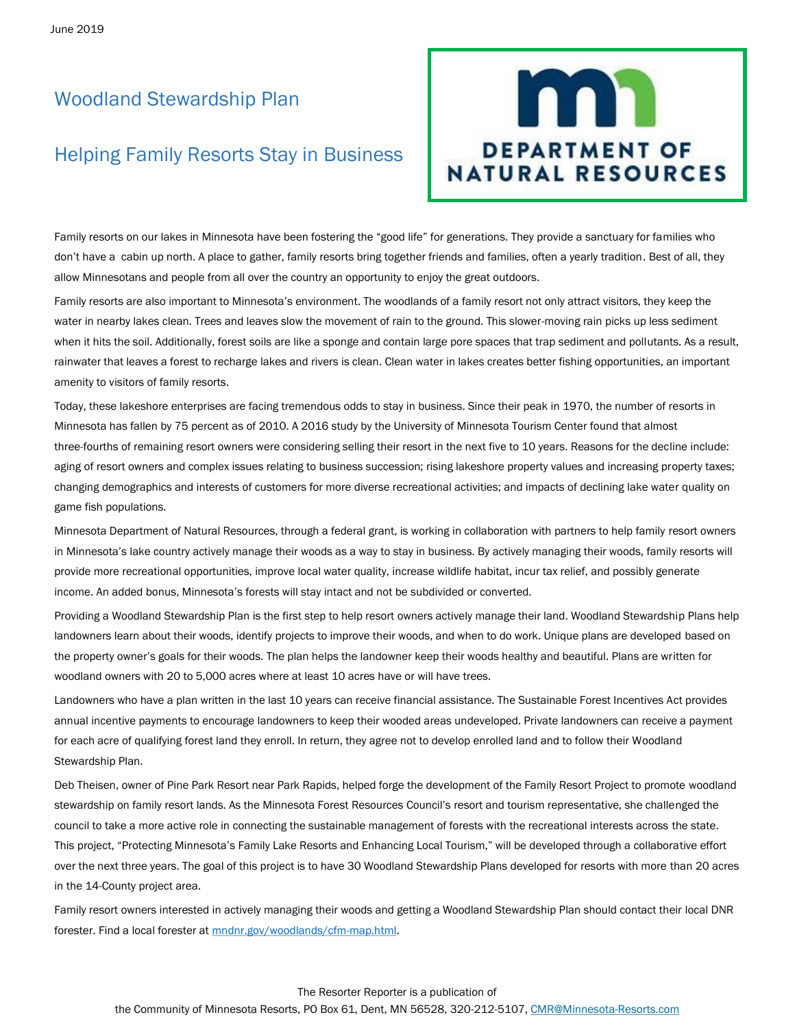June 2019

## Woodland Stewardship Plan

## Helping Family Resorts Stay in Business

DEPARTMENT OF NATURAL RESOURCES

Family resorts on our lakes in Minnesota have been fostering the "good life" for generations. They provide a sanctuary for families who don't have a cabin up north. A place to gather, family resorts bring together friends and families, often a yearly tradition. Best of all, they allow Minnesotans and people from all over the country an opportunity to enjoy the great outdoors.

Family resorts are also important to Minnesota's environment. The woodlands of a family resort not only attract visitors, they keep the water in nearby lakes clean. Trees and leaves slow the movement of rain to the ground. This slower-moving rain picks up less sediment when it hits the soil. Additionally, forest soils are like a sponge and contain large pore spaces that trap sediment and pollutants. As a result, rainwater that leaves a forest to recharge lakes and rivers is clean. Clean water in lakes creates better fishing opportunities, an important amenity to visitors of family resorts.

Today, these lakeshore enterprises are facing tremendous odds to stay in business. Since their peak in 1970, the number of resorts in Minnesota has fallen by 75 percent as of 2010. A 2016 study by the University of Minnesota Tourism Center found that almost three-fourths of remaining resort owners were considering selling their resort in the next five to 10 years. Reasons for the decline include: aging of resort owners and complex issues relating to business succession; rising lakeshore property values and increasing property taxes; changing demographics and interests of customers for more diverse recreational activities; and impacts of declining lake water quality on game fish populations.

Minnesota Department of Natural Resources, through a federal grant, is working in collaboration with partners to help family resort owners in Minnesota's lake country actively manage their woods as a way to stay in business. By actively managing their woods, family resorts will provide more recreational opportunities, improve local water quality, increase wildlife habitat, incur tax relief, and possibly generate income. An added bonus, Minnesota's forests will stay intact and not be subdivided or converted.

Providing a Woodland Stewardship Plan is the first step to help resort owners actively manage their land. Woodland Stewardship Plans help landowners learn about their woods, identify projects to improve their woods, and when to do work. Unique plans are developed based on the property owner's goals for their woods. The plan helps the landowner keep their woods healthy and beautiful. Plans are written for woodland owners with 20 to 5,000 acres where at least 10 acres have or will have trees.

Landowners who have a plan written in the last 10 years can receive financial assistance. The Sustainable Forest Incentives Act provides annual incentive payments to encourage landowners to keep their wooded areas undeveloped. Private landowners can receive a payment for each acre of qualifying forest land they enroll. In return, they agree not to develop enrolled land and to follow their Woodland Stewardship Plan.

Deb Theisen, owner of Pine Park Resort near Park Rapids, helped forge the development of the Family Resort Project to promote woodland stewardship on family resort lands. As the Minnesota Forest Resources Council's resort and tourism representative, she challenged the council to take a more active role in connecting the sustainable management of forests with the recreational interests across the state. This project, "Protecting Minnesota's Family Lake Resorts and Enhancing Local Tourism," will be developed through a collaborative effort over the next three years. The goal of this project is to have 30 Woodland Stewardship Plans developed for resorts with more than 20 acres in the 14-County project area.

Family resort owners interested in actively managing their woods and getting a Woodland Stewardship Plan should contact their local DNR forester. Find a local forester at mndnr.gov/woodlands/cfm-map.html.

The Resorter Reporter is a publication of
the Community of Minnesota Resorts, PO Box 61, Dent, MN 56528, 320-212-5107, CMR@Minnesota-Resorts.com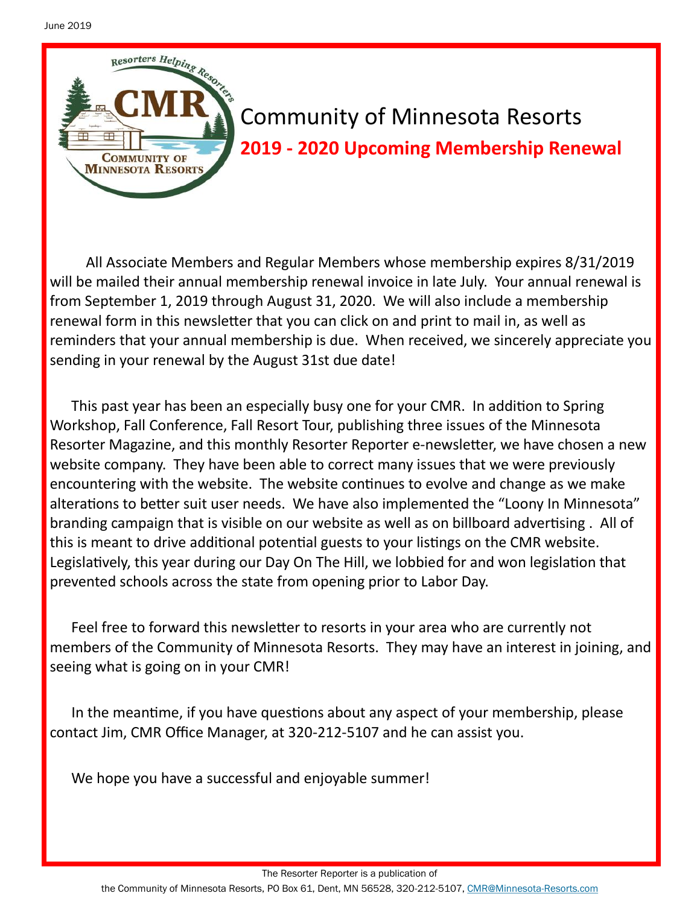June 2019

# Community of Minnesota Resorts

## **2019 - 2020 Upcoming Membership Renewal**

All Associate Members and Regular Members whose membership expires 8/31/2019 will be mailed their annual membership renewal invoice in late July. Your annual renewal is from September 1, 2019 through August 31, 2020. We will also include a membership renewal form in this newsletter that you can click on and print to mail in, as well as reminders that your annual membership is due. When received, we sincerely appreciate you sending in your renewal by the August 31st due date!

This past year has been an especially busy one for your CMR. In addition to Spring Workshop, Fall Conference, Fall Resort Tour, publishing three issues of the Minnesota Resorter Magazine, and this monthly Resorter Reporter e-newsletter, we have chosen a new website company. They have been able to correct many issues that we were previously encountering with the website. The website continues to evolve and change as we make alterations to better suit user needs. We have also implemented the "Loony In Minnesota" branding campaign that is visible on our website as well as on billboard advertising . All of this is meant to drive additional potential guests to your listings on the CMR website. Legislatively, this year during our Day On The Hill, we lobbied for and won legislation that prevented schools across the state from opening prior to Labor Day.

Feel free to forward this newsletter to resorts in your area who are currently not members of the Community of Minnesota Resorts. They may have an interest in joining, and seeing what is going on in your CMR!

In the meantime, if you have questions about any aspect of your membership, please contact Jim, CMR Office Manager, at 320-212-5107 and he can assist you.

We hope you have a successful and enjoyable summer!

The Resorter Reporter is a publication of the Community of Minnesota Resorts, PO Box 61, Dent, MN 56528, 320-212-5107, CMR@Minnesota-Resorts.com